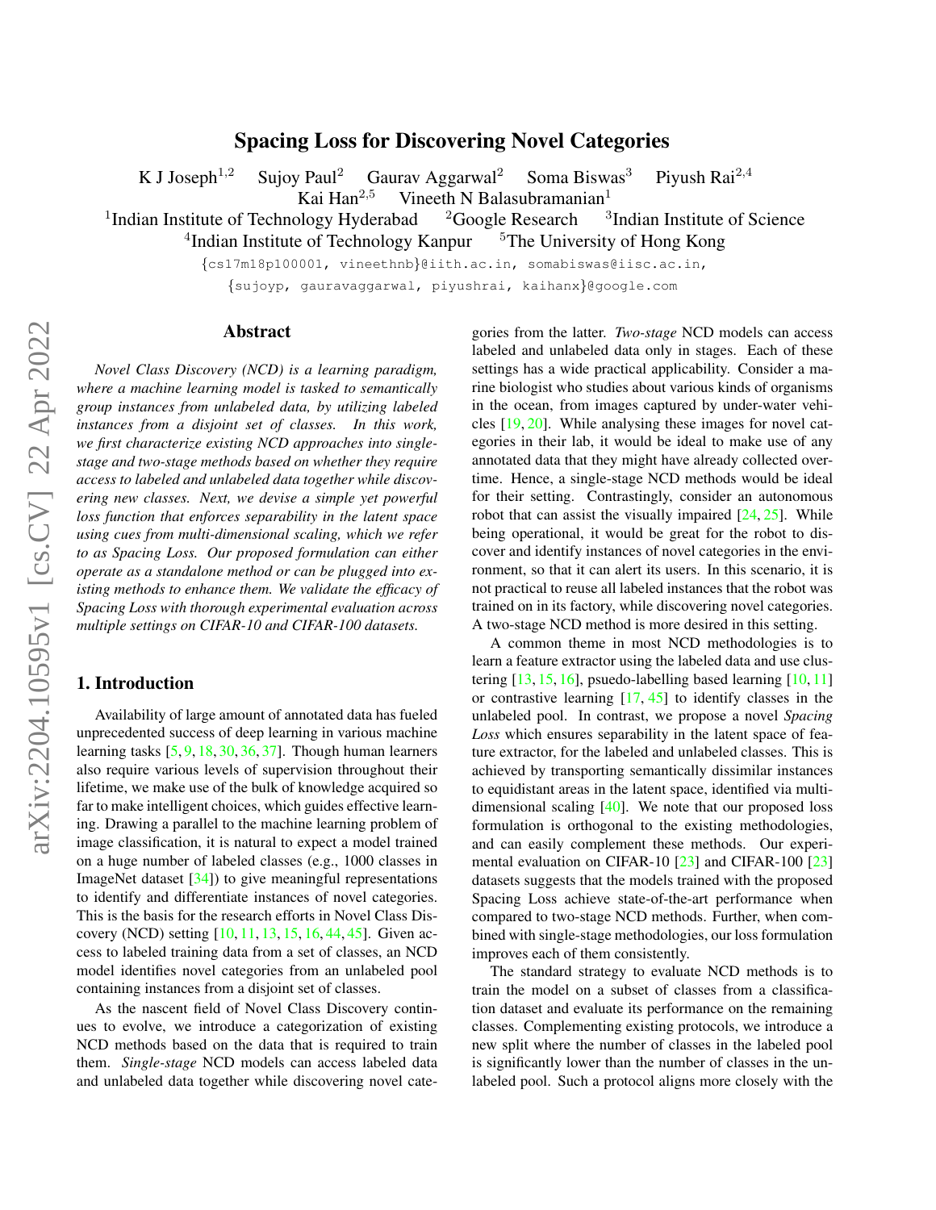# Spacing Loss for Discovering Novel Categories

K J Joseph[1,2] Sujoy Paul[2] Gaurav Aggarwal[2] Soma Biswas[3] Piyush Rai[2,4]
Kai Han[2,5] Vineeth N Balasubramanian[1]

[1]Indian Institute of Technology Hyderabad [2]Google Research [3]Indian Institute of Science
[4]Indian Institute of Technology Kanpur [5]The University of Hong Kong

{cs17m18p100001, vineethnb}@iith.ac.in, somabiswas@iisc.ac.in,
{sujoyp, gauravaggarwal, piyushrai, kaihanx}@google.com

## Abstract

*Novel Class Discovery (NCD) is a learning paradigm, where a machine learning model is tasked to semantically group instances from unlabeled data, by utilizing labeled instances from a disjoint set of classes. In this work, we first characterize existing NCD approaches into single-stage and two-stage methods based on whether they require access to labeled and unlabeled data together while discovering new classes. Next, we devise a simple yet powerful loss function that enforces separability in the latent space using cues from multi-dimensional scaling, which we refer to as Spacing Loss. Our proposed formulation can either operate as a standalone method or can be plugged into existing methods to enhance them. We validate the efficacy of Spacing Loss with thorough experimental evaluation across multiple settings on CIFAR-10 and CIFAR-100 datasets.*

## 1. Introduction

Availability of large amount of annotated data has fueled unprecedented success of deep learning in various machine learning tasks [5, 9, 18, 30, 36, 37]. Though human learners also require various levels of supervision throughout their lifetime, we make use of the bulk of knowledge acquired so far to make intelligent choices, which guides effective learning. Drawing a parallel to the machine learning problem of image classification, it is natural to expect a model trained on a huge number of labeled classes (e.g., 1000 classes in ImageNet dataset [34]) to give meaningful representations to identify and differentiate instances of novel categories. This is the basis for the research efforts in Novel Class Discovery (NCD) setting [10, 11, 13, 15, 16, 44, 45]. Given access to labeled training data from a set of classes, an NCD model identifies novel categories from an unlabeled pool containing instances from a disjoint set of classes.

As the nascent field of Novel Class Discovery continues to evolve, we introduce a categorization of existing NCD methods based on the data that is required to train them. *Single-stage* NCD models can access labeled data and unlabeled data together while discovering novel categories from the latter. *Two-stage* NCD models can access labeled and unlabeled data only in stages. Each of these settings has a wide practical applicability. Consider a marine biologist who studies about various kinds of organisms in the ocean, from images captured by under-water vehicles [19, 20]. While analysing these images for novel categories in their lab, it would be ideal to make use of any annotated data that they might have already collected overtime. Hence, a single-stage NCD methods would be ideal for their setting. Contrastingly, consider an autonomous robot that can assist the visually impaired [24, 25]. While being operational, it would be great for the robot to discover and identify instances of novel categories in the environment, so that it can alert its users. In this scenario, it is not practical to reuse all labeled instances that the robot was trained on in its factory, while discovering novel categories. A two-stage NCD method is more desired in this setting.

A common theme in most NCD methodologies is to learn a feature extractor using the labeled data and use clustering [13, 15, 16], psuedo-labelling based learning [10, 11] or contrastive learning [17, 45] to identify classes in the unlabeled pool. In contrast, we propose a novel *Spacing Loss* which ensures separability in the latent space of feature extractor, for the labeled and unlabeled classes. This is achieved by transporting semantically dissimilar instances to equidistant areas in the latent space, identified via multi-dimensional scaling [40]. We note that our proposed loss formulation is orthogonal to the existing methodologies, and can easily complement these methods. Our experimental evaluation on CIFAR-10 [23] and CIFAR-100 [23] datasets suggests that the models trained with the proposed Spacing Loss achieve state-of-the-art performance when compared to two-stage NCD methods. Further, when combined with single-stage methodologies, our loss formulation improves each of them consistently.

The standard strategy to evaluate NCD methods is to train the model on a subset of classes from a classification dataset and evaluate its performance on the remaining classes. Complementing existing protocols, we introduce a new split where the number of classes in the labeled pool is significantly lower than the number of classes in the unlabeled pool. Such a protocol aligns more closely with the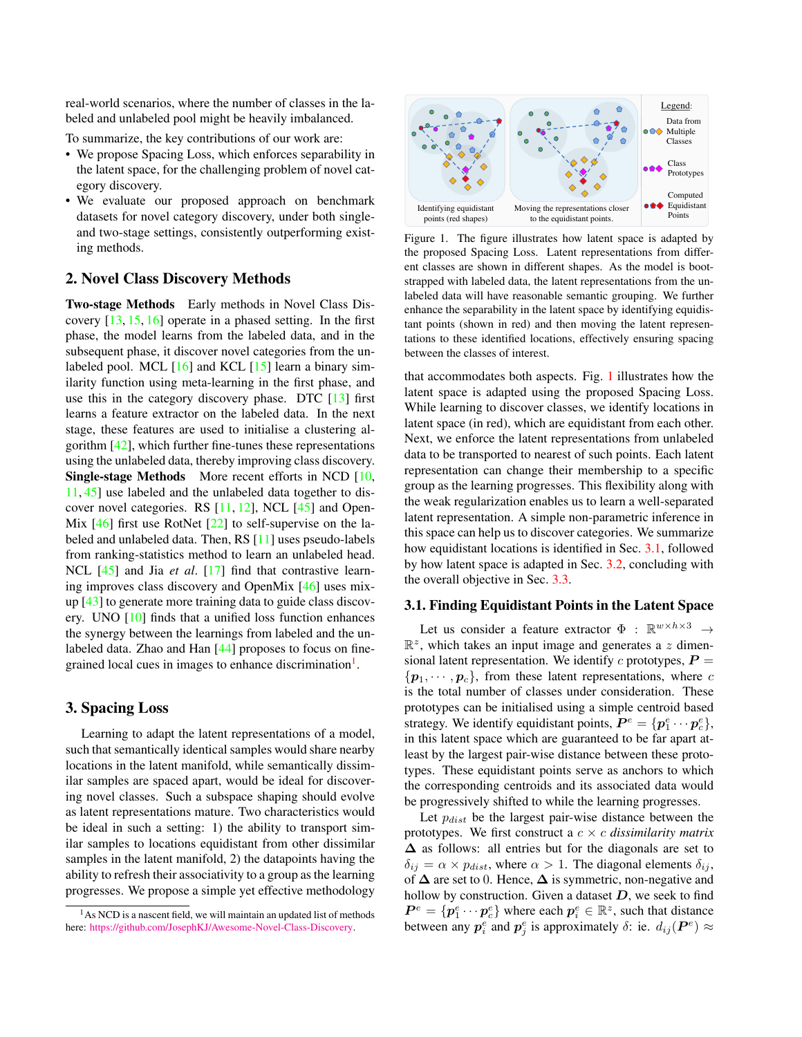real-world scenarios, where the number of classes in the labeled and unlabeled pool might be heavily imbalanced.

To summarize, the key contributions of our work are:

- We propose Spacing Loss, which enforces separability in the latent space, for the challenging problem of novel category discovery.
- We evaluate our proposed approach on benchmark datasets for novel category discovery, under both single- and two-stage settings, consistently outperforming existing methods.

## 2. Novel Class Discovery Methods

**Two-stage Methods** Early methods in Novel Class Discovery [13, 15, 16] operate in a phased setting. In the first phase, the model learns from the labeled data, and in the subsequent phase, it discover novel categories from the unlabeled pool. MCL [16] and KCL [15] learn a binary similarity function using meta-learning in the first phase, and use this in the category discovery phase. DTC [13] first learns a feature extractor on the labeled data. In the next stage, these features are used to initialise a clustering algorithm [42], which further fine-tunes these representations using the unlabeled data, thereby improving class discovery.

**Single-stage Methods** More recent efforts in NCD [10, 11, 45] use labeled and the unlabeled data together to discover novel categories. RS [11, 12], NCL [45] and OpenMix [46] first use RotNet [22] to self-supervise on the labeled and unlabeled data. Then, RS [11] uses pseudo-labels from ranking-statistics method to learn an unlabeled head. NCL [45] and Jia *et al*. [17] find that contrastive learning improves class discovery and OpenMix [46] uses mix-up [43] to generate more training data to guide class discovery. UNO [10] finds that a unified loss function enhances the synergy between the learnings from labeled and the unlabeled data. Zhao and Han [44] proposes to focus on fine-grained local cues in images to enhance discrimination[1].

## 3. Spacing Loss

Learning to adapt the latent representations of a model, such that semantically identical samples would share nearby locations in the latent manifold, while semantically dissimilar samples are spaced apart, would be ideal for discovering novel classes. Such a subspace shaping should evolve as latent representations mature. Two characteristics would be ideal in such a setting: 1) the ability to transport similar samples to locations equidistant from other dissimilar samples in the latent manifold, 2) the datapoints having the ability to refresh their associativity to a group as the learning progresses. We propose a simple yet effective methodology that accommodates both aspects. Fig. 1 illustrates how the latent space is adapted using the proposed Spacing Loss. While learning to discover classes, we identify locations in latent space (in red), which are equidistant from each other. Next, we enforce the latent representations from unlabeled data to be transported to nearest of such points. Each latent representation can change their membership to a specific group as the learning progresses. This flexibility along with the weak regularization enables us to learn a well-separated latent representation. A simple non-parametric inference in this space can help us to discover categories. We summarize how equidistant locations is identified in Sec. 3.1, followed by how latent space is adapted in Sec. 3.2, concluding with the overall objective in Sec. 3.3.

[1] As NCD is a nascent field, we will maintain an updated list of methods here: https://github.com/JosephKJ/Awesome-Novel-Class-Discovery.

Figure 1. The figure illustrates how latent space is adapted by the proposed Spacing Loss. Latent representations from different classes are shown in different shapes. As the model is bootstrapped with labeled data, the latent representations from the unlabeled data will have reasonable semantic grouping. We further enhance the separability in the latent space by identifying equidistant points (shown in red) and then moving the latent representations to these identified locations, effectively ensuring spacing between the classes of interest.

### 3.1. Finding Equidistant Points in the Latent Space

Let us consider a feature extractor $\Phi : \mathbb{R}^{w \times h \times 3} \rightarrow \mathbb{R}^{z}$, which takes an input image and generates a $z$ dimensional latent representation. We identify $c$ prototypes, $\boldsymbol{P} = \{\boldsymbol{p}_1, \cdots, \boldsymbol{p}_c\}$, from these latent representations, where $c$ is the total number of classes under consideration. These prototypes can be initialised using a simple centroid based strategy. We identify equidistant points, $\boldsymbol{P}^e = \{\boldsymbol{p}^e_1 \cdots \boldsymbol{p}^e_c\}$, in this latent space which are guaranteed to be far apart at-least by the largest pair-wise distance between these prototypes. These equidistant points serve as anchors to which the corresponding centroids and its associated data would be progressively shifted to while the learning progresses.

Let $p_{dist}$ be the largest pair-wise distance between the prototypes. We first construct a $c \times c$ *dissimilarity matrix* $\boldsymbol{\Delta}$ as follows: all entries but for the diagonals are set to $\delta_{ij} = \alpha \times p_{dist}$, where $\alpha > 1$. The diagonal elements $\delta_{ij}$, of $\boldsymbol{\Delta}$ are set to 0. Hence, $\boldsymbol{\Delta}$ is symmetric, non-negative and hollow by construction. Given a dataset $\boldsymbol{D}$, we seek to find $\boldsymbol{P}^e = \{\boldsymbol{p}^e_1 \cdots \boldsymbol{p}^e_c\}$ where each $\boldsymbol{p}^e_i \in \mathbb{R}^z$, such that distance between any $\boldsymbol{p}^e_i$ and $\boldsymbol{p}^e_j$ is approximately $\delta$: ie. $d_{ij}(\boldsymbol{P}^e) \approx$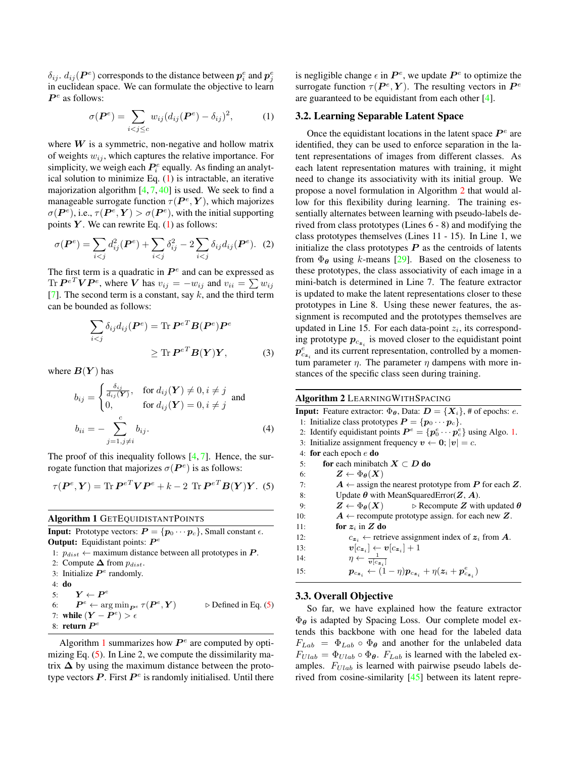$\delta_{ij}$. $d_{ij}(\boldsymbol{P}^e)$ corresponds to the distance between $\boldsymbol{p}_i^e$ and $\boldsymbol{p}_j^e$ in euclidean space. We can formulate the objective to learn $\boldsymbol{P}^e$ as follows:

$$\sigma(\boldsymbol{P}^e) = \sum_{i<j\leq c} w_{ij}(d_{ij}(\boldsymbol{P}^e) - \delta_{ij})^2, \tag{1}$$

where $\boldsymbol{W}$ is a symmetric, non-negative and hollow matrix of weights $w_{ij}$, which captures the relative importance. For simplicity, we weigh each $\boldsymbol{P}_i^e$ equally. As finding an analytical solution to minimize Eq. (1) is intractable, an iterative majorization algorithm [4, 7, 40] is used. We seek to find a manageable surrogate function $\tau(\boldsymbol{P}^e, \boldsymbol{Y})$, which majorizes $\sigma(\boldsymbol{P}^e)$, i.e., $\tau(\boldsymbol{P}^e, \boldsymbol{Y}) > \sigma(\boldsymbol{P}^e)$, with the initial supporting points $\boldsymbol{Y}$. We can rewrite Eq. (1) as follows:

$$\sigma(\boldsymbol{P}^e) = \sum_{i<j} d_{ij}^2(\boldsymbol{P}^e) + \sum_{i<j} \delta_{ij}^2 - 2\sum_{i<j} \delta_{ij} d_{ij}(\boldsymbol{P}^e). \tag{2}$$

The first term is a quadratic in $\boldsymbol{P}^e$ and can be expressed as $\text{Tr}\, {\boldsymbol{P}^e}^T \boldsymbol{V} \boldsymbol{P}^e$, where $\boldsymbol{V}$ has $v_{ij} = -w_{ij}$ and $v_{ii} = \sum w_{ij}$ [7]. The second term is a constant, say $k$, and the third term can be bounded as follows:

$$\begin{aligned}\sum_{i<j} \delta_{ij} d_{ij}(\boldsymbol{P}^e) &= \text{Tr}\, {\boldsymbol{P}^e}^T \boldsymbol{B}(\boldsymbol{P}^e) \boldsymbol{P}^e \\ &\geq \text{Tr}\, {\boldsymbol{P}^e}^T \boldsymbol{B}(\boldsymbol{Y}) \boldsymbol{Y},\end{aligned} \tag{3}$$

where $\boldsymbol{B}(\boldsymbol{Y})$ has

$$b_{ij} = \begin{cases} \frac{\delta_{ij}}{d_{ij}(\boldsymbol{Y})}, & \text{for } d_{ij}(\boldsymbol{Y}) \neq 0, i \neq j \\ 0, & \text{for } d_{ij}(\boldsymbol{Y}) = 0, i \neq j \end{cases} \quad \text{and}$$

$$b_{ii} = -\sum_{j=1, j\neq i}^{c} b_{ij}. \tag{4}$$

The proof of this inequality follows [4, 7]. Hence, the surrogate function that majorizes $\sigma(\boldsymbol{P}^e)$ is as follows:

$$\tau(\boldsymbol{P}^e, \boldsymbol{Y}) = \text{Tr}\, {\boldsymbol{P}^e}^T \boldsymbol{V} \boldsymbol{P}^e + k - 2\ \text{Tr}\, {\boldsymbol{P}^e}^T \boldsymbol{B}(\boldsymbol{Y}) \boldsymbol{Y}. \tag{5}$$

**Algorithm 1** GETEQUIDISTANTPOINTS

```
Input: Prototype vectors: P = {p_0 ··· p_c}, Small constant ε.
Output: Equidistant points: P^e
1: p_dist ← maximum distance between all prototypes in P.
2: Compute Δ from p_dist.
3: Initialize P^e randomly.
4: do
5:     Y ← P^e
6:     P^e ← arg min_{P^e} τ(P^e, Y)          ▷ Defined in Eq. (5)
7: while (Y − P^e) > ε
8: return P^e
```

Algorithm 1 summarizes how $\boldsymbol{P}^e$ are computed by optimizing Eq. (5). In Line 2, we compute the dissimilarity matrix $\boldsymbol{\Delta}$ by using the maximum distance between the prototype vectors $\boldsymbol{P}$. First $\boldsymbol{P}^e$ is randomly initialised. Until there is negligible change $\epsilon$ in $\boldsymbol{P}^e$, we update $\boldsymbol{P}^e$ to optimize the surrogate function $\tau(\boldsymbol{P}^e, \boldsymbol{Y})$. The resulting vectors in $\boldsymbol{P}^e$ are guaranteed to be equidistant from each other [4].

### 3.2. Learning Separable Latent Space

Once the equidistant locations in the latent space $\boldsymbol{P}^e$ are identified, they can be used to enforce separation in the latent representations of images from different classes. As each latent representation matures with training, it might need to change its associativity with its initial group. We propose a novel formulation in Algorithm 2 that would allow for this flexibility during learning. The training essentially alternates between learning with pseudo-labels derived from class prototypes (Lines 6 - 8) and modifying the class prototypes themselves (Lines 11 - 15). In Line 1, we initialize the class prototypes $\boldsymbol{P}$ as the centroids of latents from $\Phi_{\boldsymbol{\theta}}$ using $k$-means [29]. Based on the closeness to these prototypes, the class associativity of each image in a mini-batch is determined in Line 7. The feature extractor is updated to make the latent representations closer to these prototypes in Line 8. Using these newer features, the assignment is recomputed and the prototypes themselves are updated in Line 15. For each data-point $z_i$, its corresponding prototype $\boldsymbol{p}_{c_{\boldsymbol{z}_i}}$ is moved closer to the equidistant point $\boldsymbol{p}_{c_{\boldsymbol{z}_i}}^e$ and its current representation, controlled by a momentum parameter $\eta$. The parameter $\eta$ dampens with more instances of the specific class seen during training.

**Algorithm 2** LEARNINGWITHSPACING

```
Input: Feature extractor: Φ_θ, Data: D = {X_i}, # of epochs: e.
 1: Initialize class prototypes P = {p_0 ··· p_c}.
 2: Identify equidistant points P^e = {p_0^e ··· p_c^e} using Algo. 1.
 3: Initialize assignment frequency v ← 0; |v| = c.
 4: for each epoch e do
 5:     for each minibatch X ⊂ D do
 6:         Z ← Φ_θ(X)
 7:         A ← assign the nearest prototype from P for each Z.
 8:         Update θ with MeanSquaredError(Z, A).
 9:         Z ← Φ_θ(X)             ▷ Recompute Z with updated θ
10:         A ← recompute prototype assign. for each new Z.
11:         for z_i in Z do
12:             c_{z_i} ← retrieve assignment index of z_i from A.
13:             v[c_{z_i}] ← v[c_{z_i}] + 1
14:             η ← 1 / v[c_{z_i}]
15:             p_{c_{z_i}} ← (1 − η) p_{c_{z_i}} + η(z_i + p^e_{c_{z_i}})
```

### 3.3. Overall Objective

So far, we have explained how the feature extractor $\Phi_{\boldsymbol{\theta}}$ is adapted by Spacing Loss. Our complete model extends this backbone with one head for the labeled data $F_{Lab} = \Phi_{Lab} \circ \Phi_{\boldsymbol{\theta}}$ and another for the unlabeled data $F_{Ulab} = \Phi_{Ulab} \circ \Phi_{\boldsymbol{\theta}}$. $F_{Lab}$ is learned with the labeled examples. $F_{Ulab}$ is learned with pairwise pseudo labels derived from cosine-similarity [45] between its latent repre-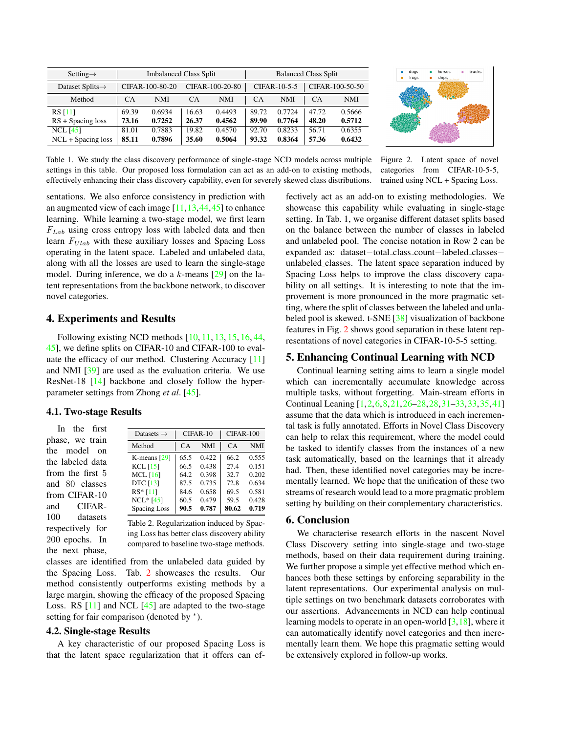| Setting→ | Imbalanced Class Split | | | | Balanced Class Split | | | |
|---|---|---|---|---|---|---|---|---|
| Dataset Splits→ | CIFAR-100-80-20 | | CIFAR-100-20-80 | | CIFAR-10-5-5 | | CIFAR-100-50-50 | |
| Method | CA | NMI | CA | NMI | CA | NMI | CA | NMI |
| RS [11] | 69.39 | 0.6934 | 16.63 | 0.4493 | 89.72 | 0.7724 | 47.72 | 0.5666 |
| RS + Spacing loss | **73.16** | **0.7252** | **26.37** | **0.4562** | **89.90** | **0.7764** | **48.20** | **0.5712** |
| NCL [45] | 81.01 | 0.7883 | 19.82 | 0.4570 | 92.70 | 0.8233 | 56.71 | 0.6355 |
| NCL + Spacing loss | **85.11** | **0.7896** | **35.60** | **0.5064** | **93.32** | **0.8364** | **57.36** | **0.6432** |

Table 1. We study the class discovery performance of single-stage NCD models across multiple settings in this table. Our proposed loss formulation can act as an add-on to existing methods, effectively enhancing their class discovery capability, even for severely skewed class distributions.

Figure 2. Latent space of novel categories from CIFAR-10-5-5, trained using NCL + Spacing Loss.

sentations. We also enforce consistency in prediction with an augmented view of each image [11,13,44,45] to enhance learning. While learning a two-stage model, we first learn $F_{Lab}$ using cross entropy loss with labeled data and then learn $F_{Ulab}$ with these auxiliary losses and Spacing Loss operating in the latent space. Labeled and unlabeled data, along with all the losses are used to learn the single-stage model. During inference, we do a $k$-means [29] on the latent representations from the backbone network, to discover novel categories.

## 4. Experiments and Results

Following existing NCD methods [10, 11, 13, 15, 16, 44, 45], we define splits on CIFAR-10 and CIFAR-100 to evaluate the efficacy of our method. Clustering Accuracy [11] and NMI [39] are used as the evaluation criteria. We use ResNet-18 [14] backbone and closely follow the hyper-parameter settings from Zhong *et al*. [45].

### 4.1. Two-stage Results

In the first phase, we train the model on the labeled data from the first 5 and 80 classes from CIFAR-10 and CIFAR-100 datasets respectively for 200 epochs. In the next phase, classes are identified from the unlabeled data guided by the Spacing Loss. Tab. 2 showcases the results. Our method consistently outperforms existing methods by a large margin, showing the efficacy of the proposed Spacing Loss. RS [11] and NCL [45] are adapted to the two-stage setting for fair comparison (denoted by $^*$).

| Datasets → | CIFAR-10 | | CIFAR-100 | |
|---|---|---|---|---|
| Method | CA | NMI | CA | NMI |
| K-means [29] | 65.5 | 0.422 | 66.2 | 0.555 |
| KCL [15] | 66.5 | 0.438 | 27.4 | 0.151 |
| MCL [16] | 64.2 | 0.398 | 32.7 | 0.202 |
| DTC [13] | 87.5 | 0.735 | 72.8 | 0.634 |
| RS* [11] | 84.6 | 0.658 | 69.5 | 0.581 |
| NCL* [45] | 60.5 | 0.479 | 59.5 | 0.428 |
| Spacing Loss | **90.5** | **0.787** | **80.62** | **0.719** |

Table 2. Regularization induced by Spacing Loss has better class discovery ability compared to baseline two-stage methods.

### 4.2. Single-stage Results

A key characteristic of our proposed Spacing Loss is that the latent space regularization that it offers can effectively act as an add-on to existing methodologies. We showcase this capability while evaluating in single-stage setting. In Tab. 1, we organise different dataset splits based on the balance between the number of classes in labeled and unlabeled pool. The concise notation in Row 2 can be expanded as: dataset−total_class_count−labeled_classes−unlabeled_classes. The latent space separation induced by Spacing Loss helps to improve the class discovery capability on all settings. It is interesting to note that the improvement is more pronounced in the more pragmatic setting, where the split of classes between the labeled and unlabeled pool is skewed. t-SNE [38] visualization of backbone features in Fig. 2 shows good separation in these latent representations of novel categories in CIFAR-10-5-5 setting.

## 5. Enhancing Continual Learning with NCD

Continual learning setting aims to learn a single model which can incrementally accumulate knowledge across multiple tasks, without forgetting. Main-stream efforts in Continual Leaning [1,2,6,8,21,26–28,28,31–33,33,35,41] assume that the data which is introduced in each incremental task is fully annotated. Efforts in Novel Class Discovery can help to relax this requirement, where the model could be tasked to identify classes from the instances of a new task automatically, based on the learnings that it already had. Then, these identified novel categories may be incrementally learned. We hope that the unification of these two streams of research would lead to a more pragmatic problem setting by building on their complementary characteristics.

## 6. Conclusion

We characterise research efforts in the nascent Novel Class Discovery setting into single-stage and two-stage methods, based on their data requirement during training. We further propose a simple yet effective method which enhances both these settings by enforcing separability in the latent representations. Our experimental analysis on multiple settings on two benchmark datasets corroborates with our assertions. Advancements in NCD can help continual learning models to operate in an open-world [3,18], where it can automatically identify novel categories and then incrementally learn them. We hope this pragmatic setting would be extensively explored in follow-up works.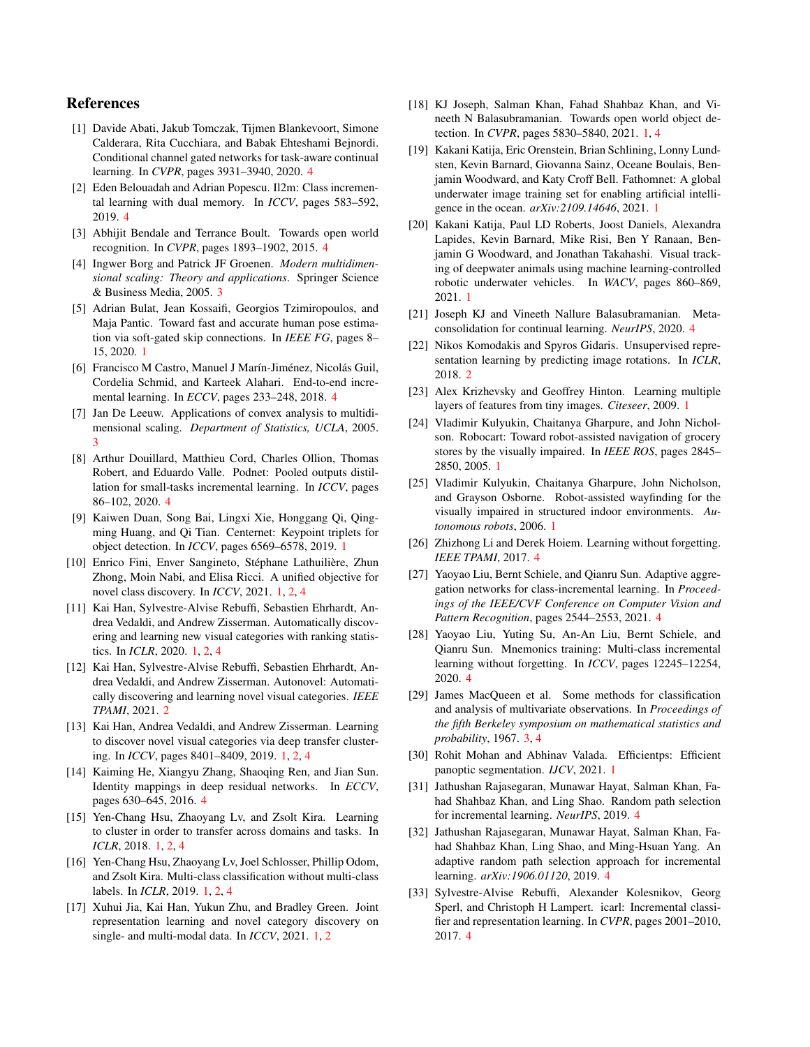## References

[1] Davide Abati, Jakub Tomczak, Tijmen Blankevoort, Simone Calderara, Rita Cucchiara, and Babak Ehteshami Bejnordi. Conditional channel gated networks for task-aware continual learning. In *CVPR*, pages 3931–3940, 2020. 4

[2] Eden Belouadah and Adrian Popescu. Il2m: Class incremental learning with dual memory. In *ICCV*, pages 583–592, 2019. 4

[3] Abhijit Bendale and Terrance Boult. Towards open world recognition. In *CVPR*, pages 1893–1902, 2015. 4

[4] Ingwer Borg and Patrick JF Groenen. *Modern multidimensional scaling: Theory and applications*. Springer Science & Business Media, 2005. 3

[5] Adrian Bulat, Jean Kossaifi, Georgios Tzimiropoulos, and Maja Pantic. Toward fast and accurate human pose estimation via soft-gated skip connections. In *IEEE FG*, pages 8–15, 2020. 1

[6] Francisco M Castro, Manuel J Marín-Jiménez, Nicolás Guil, Cordelia Schmid, and Karteek Alahari. End-to-end incremental learning. In *ECCV*, pages 233–248, 2018. 4

[7] Jan De Leeuw. Applications of convex analysis to multidimensional scaling. *Department of Statistics, UCLA*, 2005. 3

[8] Arthur Douillard, Matthieu Cord, Charles Ollion, Thomas Robert, and Eduardo Valle. Podnet: Pooled outputs distillation for small-tasks incremental learning. In *ICCV*, pages 86–102, 2020. 4

[9] Kaiwen Duan, Song Bai, Lingxi Xie, Honggang Qi, Qingming Huang, and Qi Tian. Centernet: Keypoint triplets for object detection. In *ICCV*, pages 6569–6578, 2019. 1

[10] Enrico Fini, Enver Sangineto, Stéphane Lathuilière, Zhun Zhong, Moin Nabi, and Elisa Ricci. A unified objective for novel class discovery. In *ICCV*, 2021. 1, 2, 4

[11] Kai Han, Sylvestre-Alvise Rebuffi, Sebastien Ehrhardt, Andrea Vedaldi, and Andrew Zisserman. Automatically discovering and learning new visual categories with ranking statistics. In *ICLR*, 2020. 1, 2, 4

[12] Kai Han, Sylvestre-Alvise Rebuffi, Sebastien Ehrhardt, Andrea Vedaldi, and Andrew Zisserman. Autonovel: Automatically discovering and learning novel visual categories. *IEEE TPAMI*, 2021. 2

[13] Kai Han, Andrea Vedaldi, and Andrew Zisserman. Learning to discover novel visual categories via deep transfer clustering. In *ICCV*, pages 8401–8409, 2019. 1, 2, 4

[14] Kaiming He, Xiangyu Zhang, Shaoqing Ren, and Jian Sun. Identity mappings in deep residual networks. In *ECCV*, pages 630–645, 2016. 4

[15] Yen-Chang Hsu, Zhaoyang Lv, and Zsolt Kira. Learning to cluster in order to transfer across domains and tasks. In *ICLR*, 2018. 1, 2, 4

[16] Yen-Chang Hsu, Zhaoyang Lv, Joel Schlosser, Phillip Odom, and Zsolt Kira. Multi-class classification without multi-class labels. In *ICLR*, 2019. 1, 2, 4

[17] Xuhui Jia, Kai Han, Yukun Zhu, and Bradley Green. Joint representation learning and novel category discovery on single- and multi-modal data. In *ICCV*, 2021. 1, 2

[18] KJ Joseph, Salman Khan, Fahad Shahbaz Khan, and Vineeth N Balasubramanian. Towards open world object detection. In *CVPR*, pages 5830–5840, 2021. 1, 4

[19] Kakani Katija, Eric Orenstein, Brian Schlining, Lonny Lundsten, Kevin Barnard, Giovanna Sainz, Oceane Boulais, Benjamin Woodward, and Katy Croff Bell. Fathomnet: A global underwater image training set for enabling artificial intelligence in the ocean. *arXiv:2109.14646*, 2021. 1

[20] Kakani Katija, Paul LD Roberts, Joost Daniels, Alexandra Lapides, Kevin Barnard, Mike Risi, Ben Y Ranaan, Benjamin G Woodward, and Jonathan Takahashi. Visual tracking of deepwater animals using machine learning-controlled robotic underwater vehicles. In *WACV*, pages 860–869, 2021. 1

[21] Joseph KJ and Vineeth Nallure Balasubramanian. Meta-consolidation for continual learning. *NeurIPS*, 2020. 4

[22] Nikos Komodakis and Spyros Gidaris. Unsupervised representation learning by predicting image rotations. In *ICLR*, 2018. 2

[23] Alex Krizhevsky and Geoffrey Hinton. Learning multiple layers of features from tiny images. *Citeseer*, 2009. 1

[24] Vladimir Kulyukin, Chaitanya Gharpure, and John Nicholson. Robocart: Toward robot-assisted navigation of grocery stores by the visually impaired. In *IEEE ROS*, pages 2845–2850, 2005. 1

[25] Vladimir Kulyukin, Chaitanya Gharpure, John Nicholson, and Grayson Osborne. Robot-assisted wayfinding for the visually impaired in structured indoor environments. *Autonomous robots*, 2006. 1

[26] Zhizhong Li and Derek Hoiem. Learning without forgetting. *IEEE TPAMI*, 2017. 4

[27] Yaoyao Liu, Bernt Schiele, and Qianru Sun. Adaptive aggregation networks for class-incremental learning. In *Proceedings of the IEEE/CVF Conference on Computer Vision and Pattern Recognition*, pages 2544–2553, 2021. 4

[28] Yaoyao Liu, Yuting Su, An-An Liu, Bernt Schiele, and Qianru Sun. Mnemonics training: Multi-class incremental learning without forgetting. In *ICCV*, pages 12245–12254, 2020. 4

[29] James MacQueen et al. Some methods for classification and analysis of multivariate observations. In *Proceedings of the fifth Berkeley symposium on mathematical statistics and probability*, 1967. 3, 4

[30] Rohit Mohan and Abhinav Valada. Efficientps: Efficient panoptic segmentation. *IJCV*, 2021. 1

[31] Jathushan Rajasegaran, Munawar Hayat, Salman Khan, Fahad Shahbaz Khan, and Ling Shao. Random path selection for incremental learning. *NeurIPS*, 2019. 4

[32] Jathushan Rajasegaran, Munawar Hayat, Salman Khan, Fahad Shahbaz Khan, Ling Shao, and Ming-Hsuan Yang. An adaptive random path selection approach for incremental learning. *arXiv:1906.01120*, 2019. 4

[33] Sylvestre-Alvise Rebuffi, Alexander Kolesnikov, Georg Sperl, and Christoph H Lampert. icarl: Incremental classifier and representation learning. In *CVPR*, pages 2001–2010, 2017. 4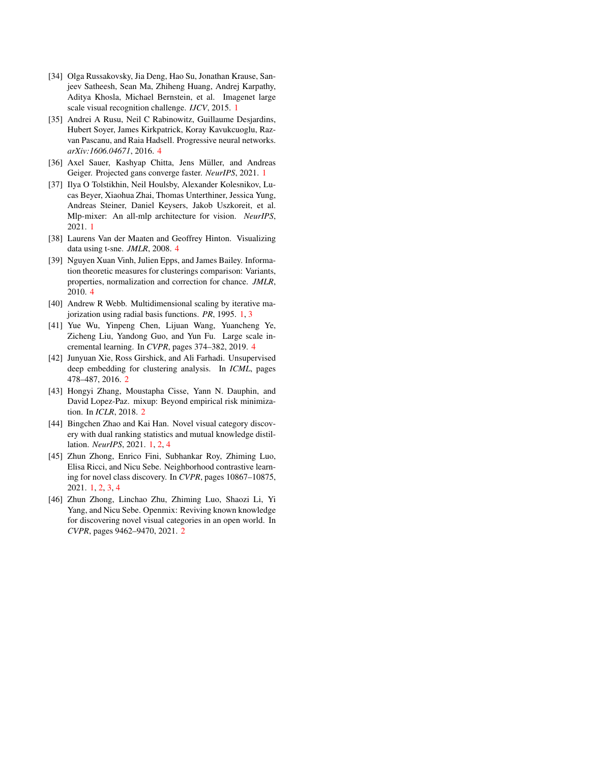[34] Olga Russakovsky, Jia Deng, Hao Su, Jonathan Krause, Sanjeev Satheesh, Sean Ma, Zhiheng Huang, Andrej Karpathy, Aditya Khosla, Michael Bernstein, et al. Imagenet large scale visual recognition challenge. *IJCV*, 2015. 1

[35] Andrei A Rusu, Neil C Rabinowitz, Guillaume Desjardins, Hubert Soyer, James Kirkpatrick, Koray Kavukcuoglu, Razvan Pascanu, and Raia Hadsell. Progressive neural networks. *arXiv:1606.04671*, 2016. 4

[36] Axel Sauer, Kashyap Chitta, Jens Müller, and Andreas Geiger. Projected gans converge faster. *NeurIPS*, 2021. 1

[37] Ilya O Tolstikhin, Neil Houlsby, Alexander Kolesnikov, Lucas Beyer, Xiaohua Zhai, Thomas Unterthiner, Jessica Yung, Andreas Steiner, Daniel Keysers, Jakob Uszkoreit, et al. Mlp-mixer: An all-mlp architecture for vision. *NeurIPS*, 2021. 1

[38] Laurens Van der Maaten and Geoffrey Hinton. Visualizing data using t-sne. *JMLR*, 2008. 4

[39] Nguyen Xuan Vinh, Julien Epps, and James Bailey. Information theoretic measures for clusterings comparison: Variants, properties, normalization and correction for chance. *JMLR*, 2010. 4

[40] Andrew R Webb. Multidimensional scaling by iterative majorization using radial basis functions. *PR*, 1995. 1, 3

[41] Yue Wu, Yinpeng Chen, Lijuan Wang, Yuancheng Ye, Zicheng Liu, Yandong Guo, and Yun Fu. Large scale incremental learning. In *CVPR*, pages 374–382, 2019. 4

[42] Junyuan Xie, Ross Girshick, and Ali Farhadi. Unsupervised deep embedding for clustering analysis. In *ICML*, pages 478–487, 2016. 2

[43] Hongyi Zhang, Moustapha Cisse, Yann N. Dauphin, and David Lopez-Paz. mixup: Beyond empirical risk minimization. In *ICLR*, 2018. 2

[44] Bingchen Zhao and Kai Han. Novel visual category discovery with dual ranking statistics and mutual knowledge distillation. *NeurIPS*, 2021. 1, 2, 4

[45] Zhun Zhong, Enrico Fini, Subhankar Roy, Zhiming Luo, Elisa Ricci, and Nicu Sebe. Neighborhood contrastive learning for novel class discovery. In *CVPR*, pages 10867–10875, 2021. 1, 2, 3, 4

[46] Zhun Zhong, Linchao Zhu, Zhiming Luo, Shaozi Li, Yi Yang, and Nicu Sebe. Openmix: Reviving known knowledge for discovering novel visual categories in an open world. In *CVPR*, pages 9462–9470, 2021. 2